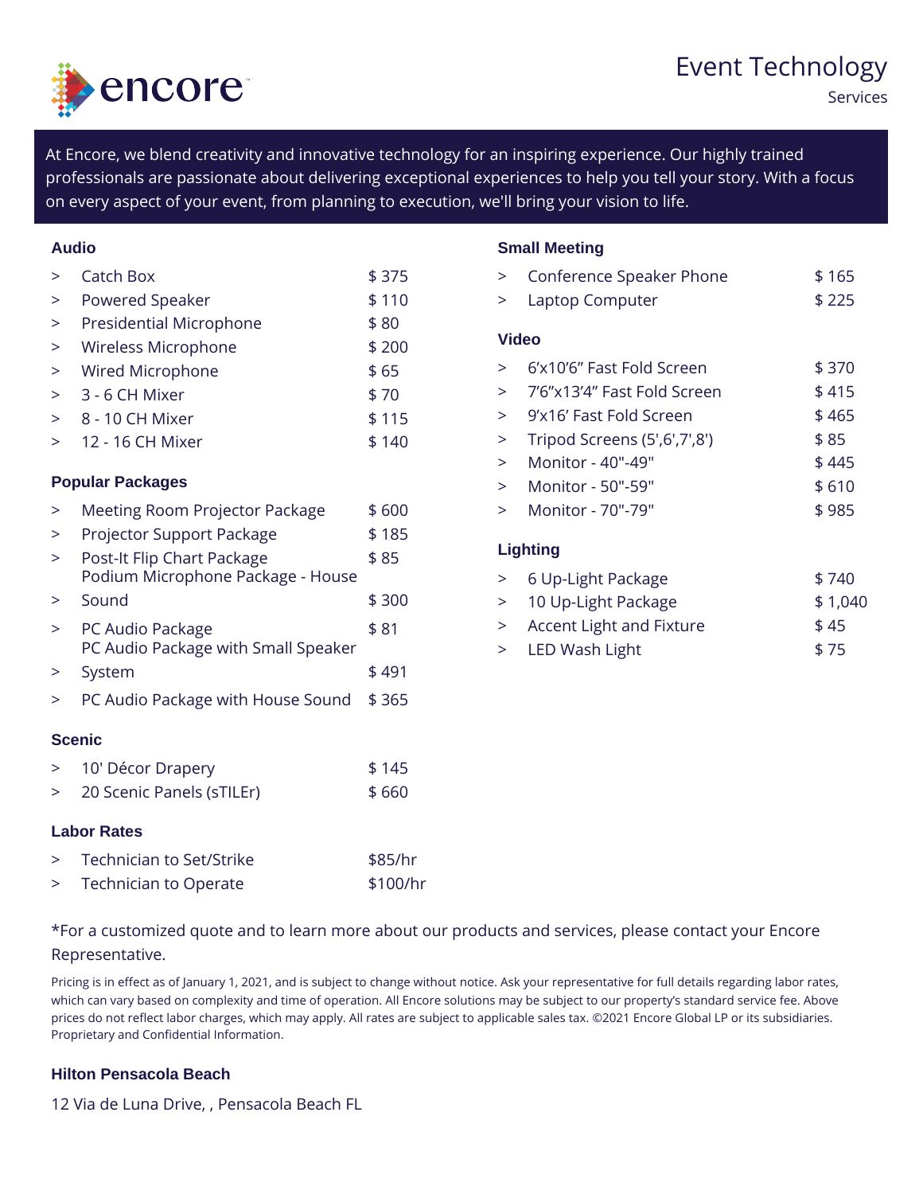# Event Technology

Services

At Encore, we blend creativity and innovative technology for an inspiring experience. Our highly trained professionals are passionate about delivering exceptional experiences to help you tell your story. With a focus on every aspect of your event, from planning to execution, we'll bring your vision to life.

### Audio

| Item | Price |
|---|---|
| Catch Box | $ 375 |
| Powered Speaker | $ 110 |
| Presidential Microphone | $ 80 |
| Wireless Microphone | $ 200 |
| Wired Microphone | $ 65 |
| 3 - 6 CH Mixer | $ 70 |
| 8 - 10 CH Mixer | $ 115 |
| 12 - 16 CH Mixer | $ 140 |

### Popular Packages

| Item | Price |
|---|---|
| Meeting Room Projector Package | $ 600 |
| Projector Support Package | $ 185 |
| Post-It Flip Chart Package | $ 85 |
| Podium Microphone Package - House Sound | $ 300 |
| PC Audio Package | $ 81 |
| PC Audio Package with Small Speaker System | $ 491 |
| PC Audio Package with House Sound | $ 365 |

### Scenic

| Item | Price |
|---|---|
| 10' Décor Drapery | $ 145 |
| 20 Scenic Panels (sTILEr) | $ 660 |

### Labor Rates

| Item | Price |
|---|---|
| Technician to Set/Strike | $85/hr |
| Technician to Operate | $100/hr |

### Small Meeting

| Item | Price |
|---|---|
| Conference Speaker Phone | $ 165 |
| Laptop Computer | $ 225 |

### Video

| Item | Price |
|---|---|
| 6'x10'6" Fast Fold Screen | $ 370 |
| 7'6"x13'4" Fast Fold Screen | $ 415 |
| 9'x16' Fast Fold Screen | $ 465 |
| Tripod Screens (5',6',7',8') | $ 85 |
| Monitor - 40"-49" | $ 445 |
| Monitor - 50"-59" | $ 610 |
| Monitor - 70"-79" | $ 985 |

### Lighting

| Item | Price |
|---|---|
| 6 Up-Light Package | $ 740 |
| 10 Up-Light Package | $ 1,040 |
| Accent Light and Fixture | $ 45 |
| LED Wash Light | $ 75 |

*For a customized quote and to learn more about our products and services, please contact your Encore Representative.

Pricing is in effect as of January 1, 2021, and is subject to change without notice. Ask your representative for full details regarding labor rates, which can vary based on complexity and time of operation. All Encore solutions may be subject to our property's standard service fee. Above prices do not reflect labor charges, which may apply. All rates are subject to applicable sales tax. ©2021 Encore Global LP or its subsidiaries. Proprietary and Confidential Information.

**Hilton Pensacola Beach**

12 Via de Luna Drive, , Pensacola Beach FL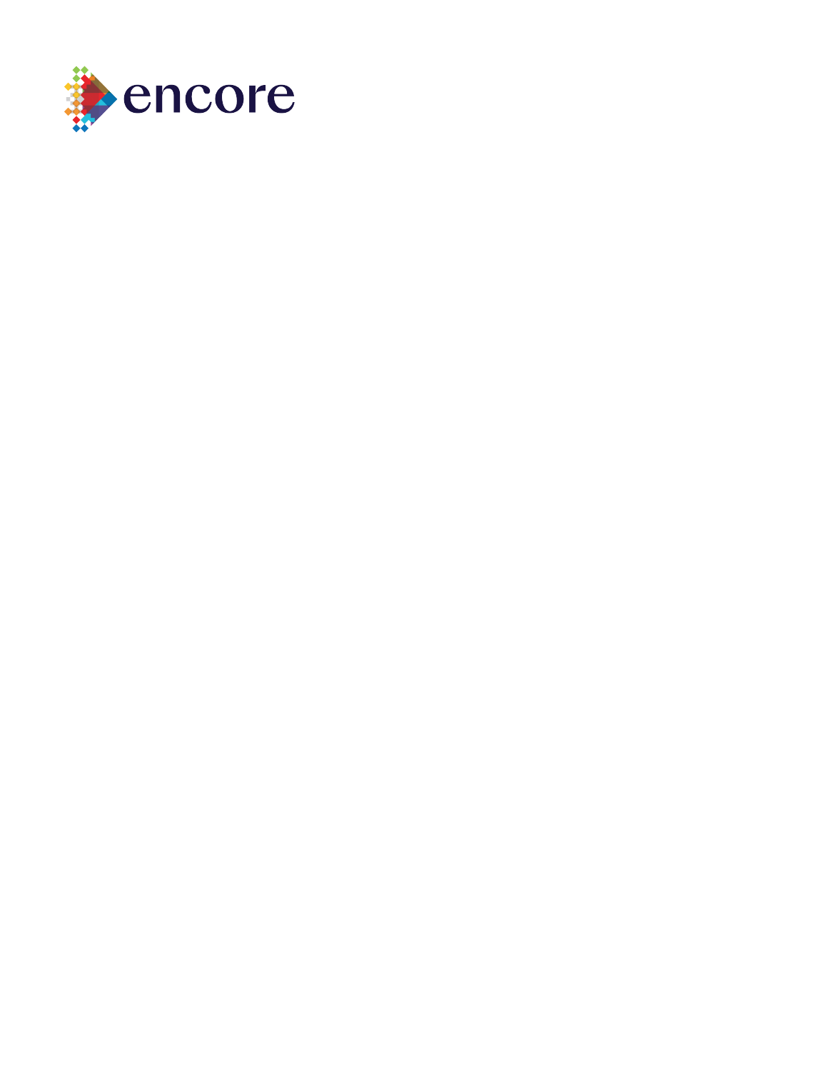encore